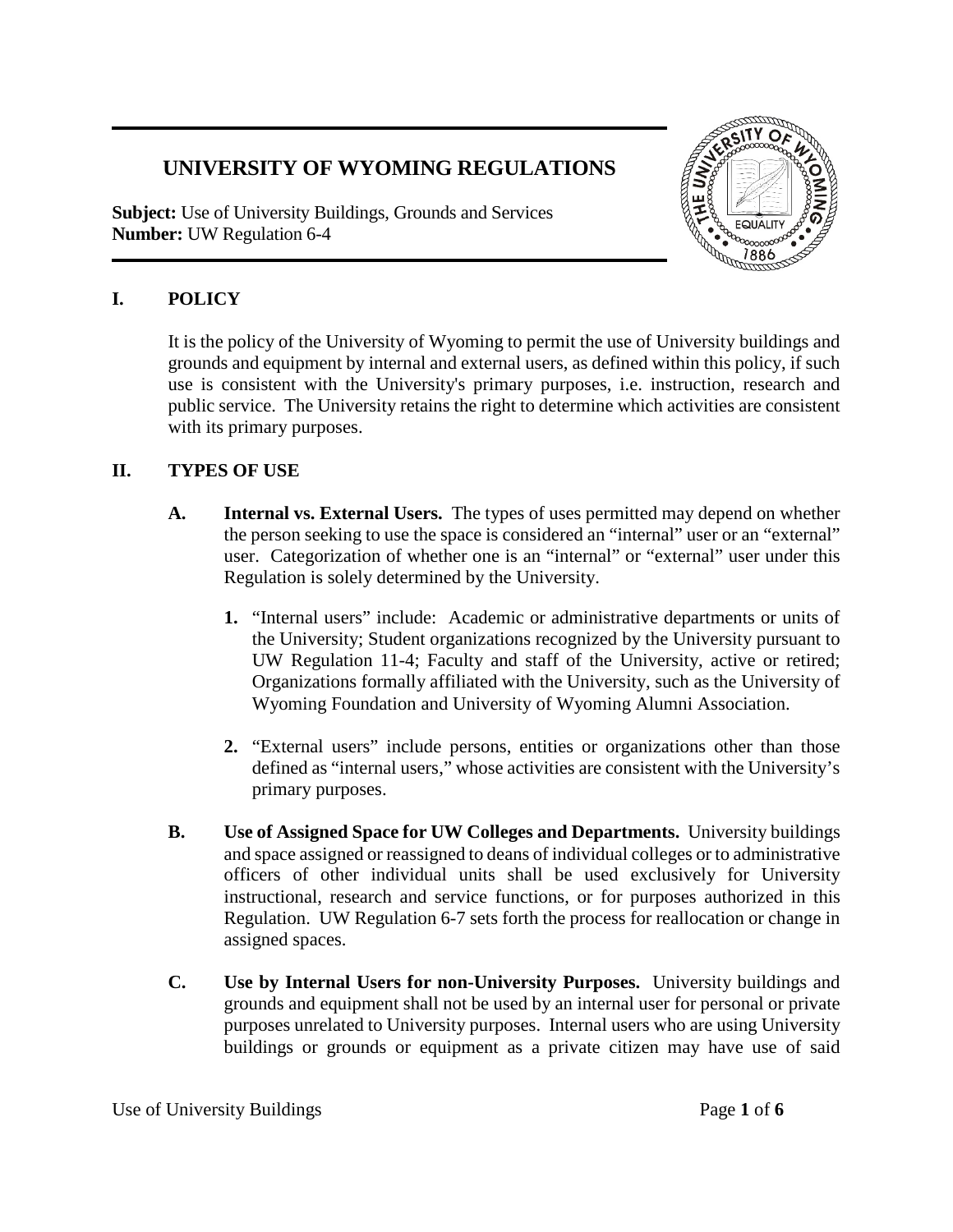# UNIVERSITY OF WYOMING REGULATIONS

**Subject:** Use of University Buildings, Grounds and Services
**Number:** UW Regulation 6-4

## I. POLICY

It is the policy of the University of Wyoming to permit the use of University buildings and grounds and equipment by internal and external users, as defined within this policy, if such use is consistent with the University's primary purposes, i.e. instruction, research and public service. The University retains the right to determine which activities are consistent with its primary purposes.

## II. TYPES OF USE

**A. Internal vs. External Users.** The types of uses permitted may depend on whether the person seeking to use the space is considered an "internal" user or an "external" user. Categorization of whether one is an "internal" or "external" user under this Regulation is solely determined by the University.

1. "Internal users" include: Academic or administrative departments or units of the University; Student organizations recognized by the University pursuant to UW Regulation 11-4; Faculty and staff of the University, active or retired; Organizations formally affiliated with the University, such as the University of Wyoming Foundation and University of Wyoming Alumni Association.

2. "External users" include persons, entities or organizations other than those defined as "internal users," whose activities are consistent with the University's primary purposes.

**B. Use of Assigned Space for UW Colleges and Departments.** University buildings and space assigned or reassigned to deans of individual colleges or to administrative officers of other individual units shall be used exclusively for University instructional, research and service functions, or for purposes authorized in this Regulation. UW Regulation 6-7 sets forth the process for reallocation or change in assigned spaces.

**C. Use by Internal Users for non-University Purposes.** University buildings and grounds and equipment shall not be used by an internal user for personal or private purposes unrelated to University purposes. Internal users who are using University buildings or grounds or equipment as a private citizen may have use of said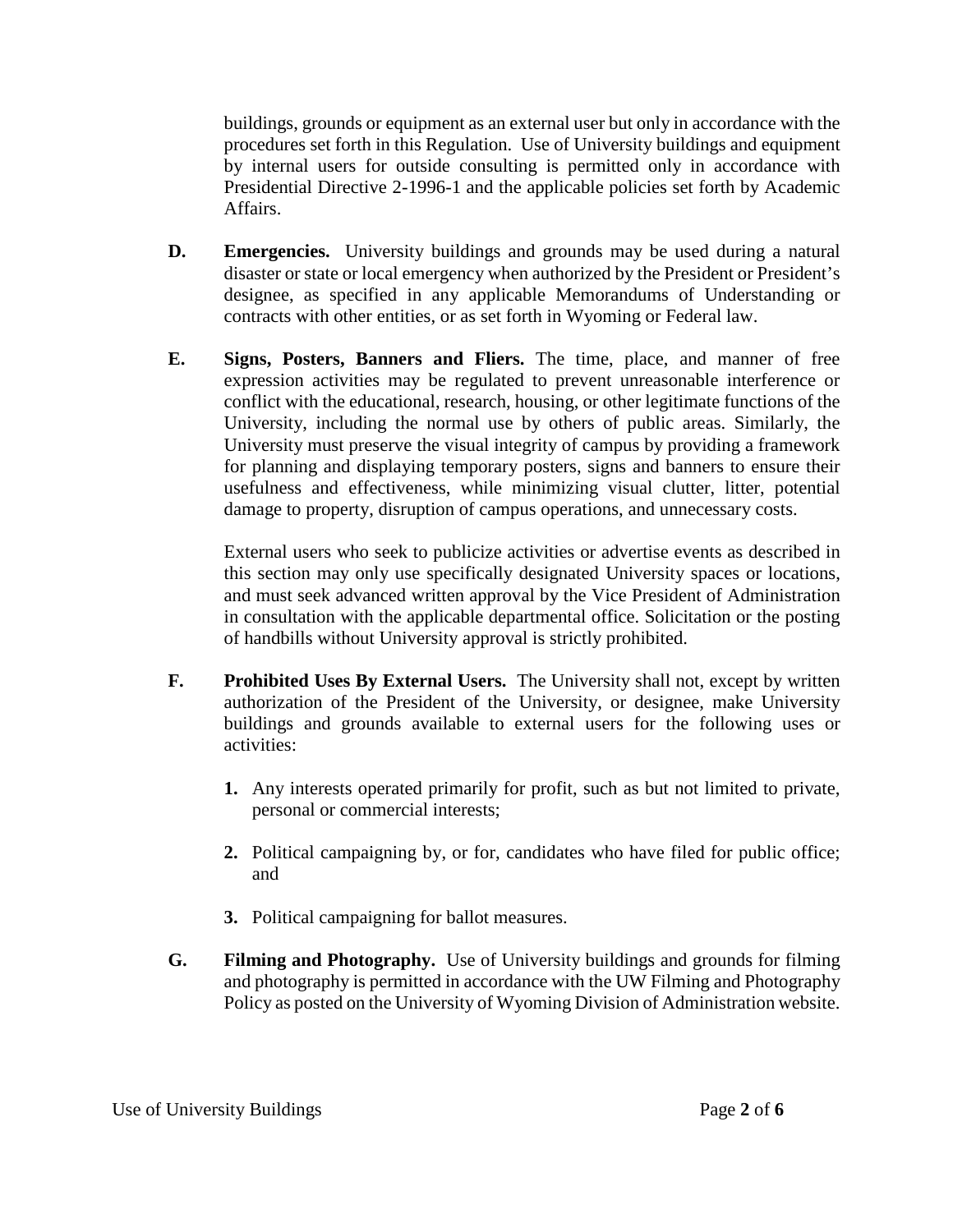buildings, grounds or equipment as an external user but only in accordance with the procedures set forth in this Regulation. Use of University buildings and equipment by internal users for outside consulting is permitted only in accordance with Presidential Directive 2-1996-1 and the applicable policies set forth by Academic Affairs.

**D. Emergencies.** University buildings and grounds may be used during a natural disaster or state or local emergency when authorized by the President or President's designee, as specified in any applicable Memorandums of Understanding or contracts with other entities, or as set forth in Wyoming or Federal law.

**E. Signs, Posters, Banners and Fliers.** The time, place, and manner of free expression activities may be regulated to prevent unreasonable interference or conflict with the educational, research, housing, or other legitimate functions of the University, including the normal use by others of public areas. Similarly, the University must preserve the visual integrity of campus by providing a framework for planning and displaying temporary posters, signs and banners to ensure their usefulness and effectiveness, while minimizing visual clutter, litter, potential damage to property, disruption of campus operations, and unnecessary costs.

External users who seek to publicize activities or advertise events as described in this section may only use specifically designated University spaces or locations, and must seek advanced written approval by the Vice President of Administration in consultation with the applicable departmental office. Solicitation or the posting of handbills without University approval is strictly prohibited.

**F. Prohibited Uses By External Users.** The University shall not, except by written authorization of the President of the University, or designee, make University buildings and grounds available to external users for the following uses or activities:

1. Any interests operated primarily for profit, such as but not limited to private, personal or commercial interests;
2. Political campaigning by, or for, candidates who have filed for public office; and
3. Political campaigning for ballot measures.

**G. Filming and Photography.** Use of University buildings and grounds for filming and photography is permitted in accordance with the UW Filming and Photography Policy as posted on the University of Wyoming Division of Administration website.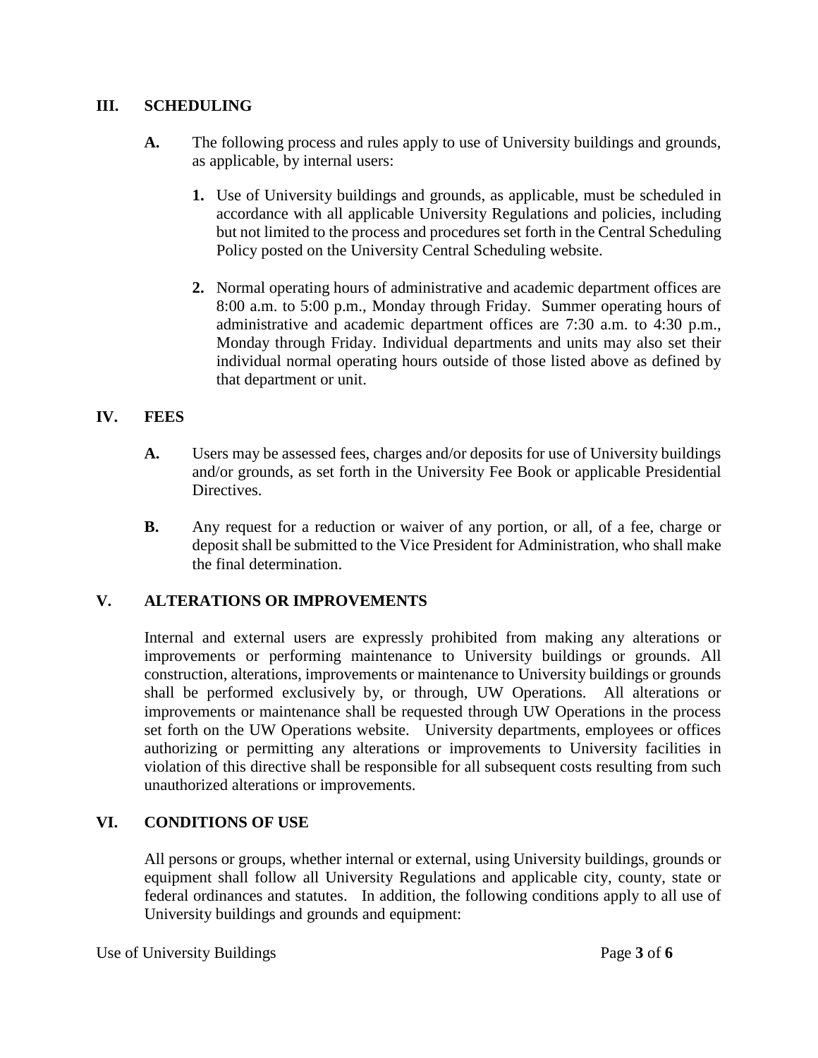## III. SCHEDULING

**A.** The following process and rules apply to use of University buildings and grounds, as applicable, by internal users:

**1.** Use of University buildings and grounds, as applicable, must be scheduled in accordance with all applicable University Regulations and policies, including but not limited to the process and procedures set forth in the Central Scheduling Policy posted on the University Central Scheduling website.

**2.** Normal operating hours of administrative and academic department offices are 8:00 a.m. to 5:00 p.m., Monday through Friday. Summer operating hours of administrative and academic department offices are 7:30 a.m. to 4:30 p.m., Monday through Friday. Individual departments and units may also set their individual normal operating hours outside of those listed above as defined by that department or unit.

## IV. FEES

**A.** Users may be assessed fees, charges and/or deposits for use of University buildings and/or grounds, as set forth in the University Fee Book or applicable Presidential Directives.

**B.** Any request for a reduction or waiver of any portion, or all, of a fee, charge or deposit shall be submitted to the Vice President for Administration, who shall make the final determination.

## V. ALTERATIONS OR IMPROVEMENTS

Internal and external users are expressly prohibited from making any alterations or improvements or performing maintenance to University buildings or grounds. All construction, alterations, improvements or maintenance to University buildings or grounds shall be performed exclusively by, or through, UW Operations. All alterations or improvements or maintenance shall be requested through UW Operations in the process set forth on the UW Operations website. University departments, employees or offices authorizing or permitting any alterations or improvements to University facilities in violation of this directive shall be responsible for all subsequent costs resulting from such unauthorized alterations or improvements.

## VI. CONDITIONS OF USE

All persons or groups, whether internal or external, using University buildings, grounds or equipment shall follow all University Regulations and applicable city, county, state or federal ordinances and statutes. In addition, the following conditions apply to all use of University buildings and grounds and equipment: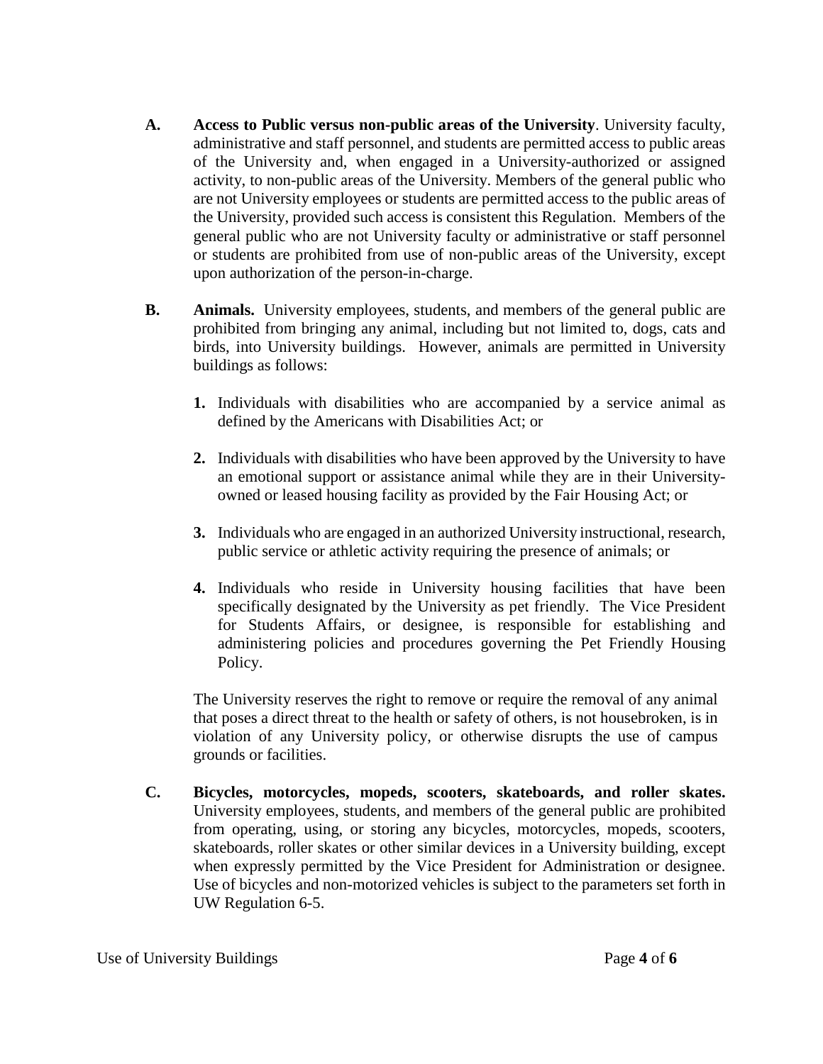**A. Access to Public versus non-public areas of the University**. University faculty, administrative and staff personnel, and students are permitted access to public areas of the University and, when engaged in a University-authorized or assigned activity, to non-public areas of the University. Members of the general public who are not University employees or students are permitted access to the public areas of the University, provided such access is consistent this Regulation. Members of the general public who are not University faculty or administrative or staff personnel or students are prohibited from use of non-public areas of the University, except upon authorization of the person-in-charge.

**B. Animals.** University employees, students, and members of the general public are prohibited from bringing any animal, including but not limited to, dogs, cats and birds, into University buildings. However, animals are permitted in University buildings as follows:

1. Individuals with disabilities who are accompanied by a service animal as defined by the Americans with Disabilities Act; or

2. Individuals with disabilities who have been approved by the University to have an emotional support or assistance animal while they are in their University-owned or leased housing facility as provided by the Fair Housing Act; or

3. Individuals who are engaged in an authorized University instructional, research, public service or athletic activity requiring the presence of animals; or

4. Individuals who reside in University housing facilities that have been specifically designated by the University as pet friendly. The Vice President for Students Affairs, or designee, is responsible for establishing and administering policies and procedures governing the Pet Friendly Housing Policy.

The University reserves the right to remove or require the removal of any animal that poses a direct threat to the health or safety of others, is not housebroken, is in violation of any University policy, or otherwise disrupts the use of campus grounds or facilities.

**C. Bicycles, motorcycles, mopeds, scooters, skateboards, and roller skates.** University employees, students, and members of the general public are prohibited from operating, using, or storing any bicycles, motorcycles, mopeds, scooters, skateboards, roller skates or other similar devices in a University building, except when expressly permitted by the Vice President for Administration or designee. Use of bicycles and non-motorized vehicles is subject to the parameters set forth in UW Regulation 6-5.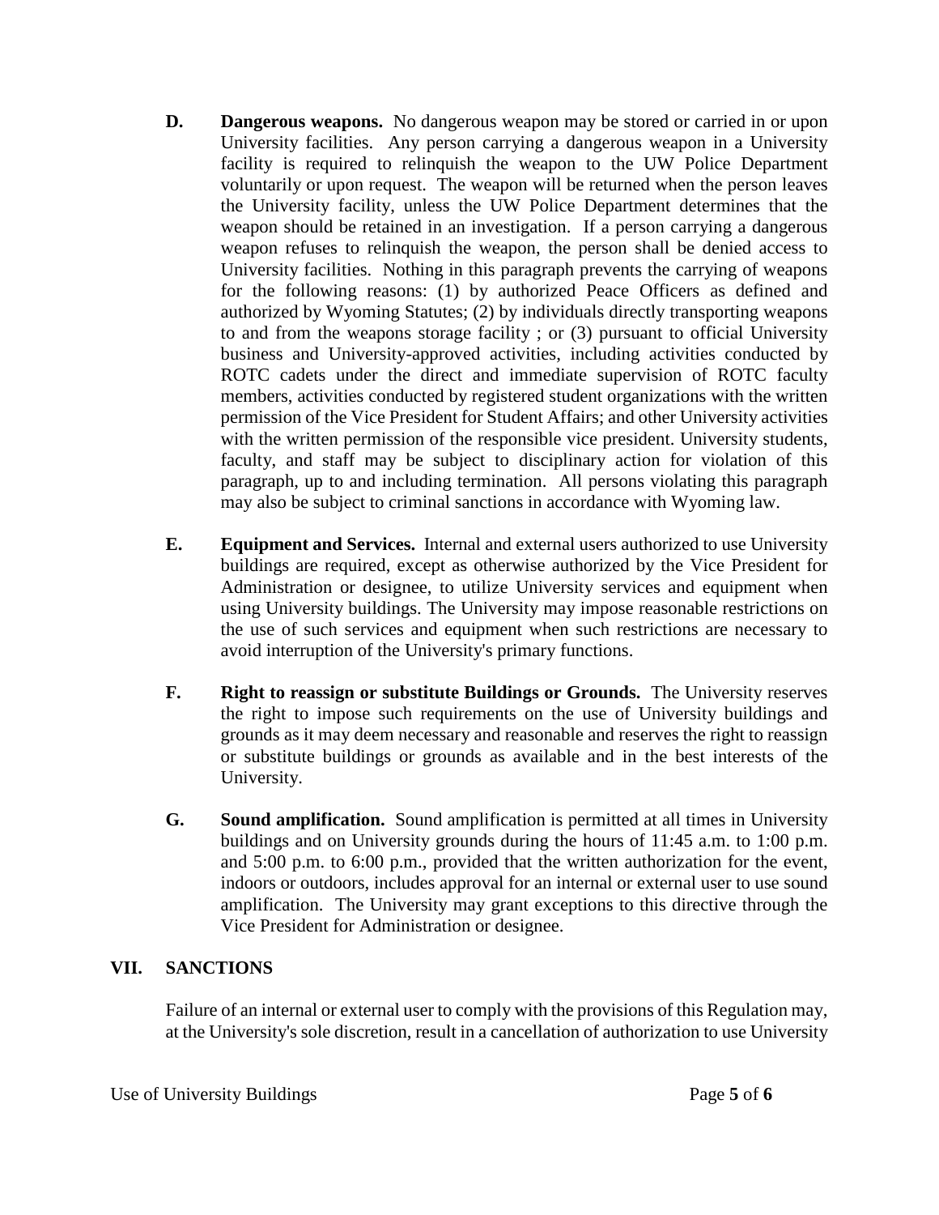**D. Dangerous weapons.** No dangerous weapon may be stored or carried in or upon University facilities. Any person carrying a dangerous weapon in a University facility is required to relinquish the weapon to the UW Police Department voluntarily or upon request. The weapon will be returned when the person leaves the University facility, unless the UW Police Department determines that the weapon should be retained in an investigation. If a person carrying a dangerous weapon refuses to relinquish the weapon, the person shall be denied access to University facilities. Nothing in this paragraph prevents the carrying of weapons for the following reasons: (1) by authorized Peace Officers as defined and authorized by Wyoming Statutes; (2) by individuals directly transporting weapons to and from the weapons storage facility ; or (3) pursuant to official University business and University-approved activities, including activities conducted by ROTC cadets under the direct and immediate supervision of ROTC faculty members, activities conducted by registered student organizations with the written permission of the Vice President for Student Affairs; and other University activities with the written permission of the responsible vice president. University students, faculty, and staff may be subject to disciplinary action for violation of this paragraph, up to and including termination. All persons violating this paragraph may also be subject to criminal sanctions in accordance with Wyoming law.

**E. Equipment and Services.** Internal and external users authorized to use University buildings are required, except as otherwise authorized by the Vice President for Administration or designee, to utilize University services and equipment when using University buildings. The University may impose reasonable restrictions on the use of such services and equipment when such restrictions are necessary to avoid interruption of the University's primary functions.

**F. Right to reassign or substitute Buildings or Grounds.** The University reserves the right to impose such requirements on the use of University buildings and grounds as it may deem necessary and reasonable and reserves the right to reassign or substitute buildings or grounds as available and in the best interests of the University.

**G. Sound amplification.** Sound amplification is permitted at all times in University buildings and on University grounds during the hours of 11:45 a.m. to 1:00 p.m. and 5:00 p.m. to 6:00 p.m., provided that the written authorization for the event, indoors or outdoors, includes approval for an internal or external user to use sound amplification. The University may grant exceptions to this directive through the Vice President for Administration or designee.

## VII. SANCTIONS

Failure of an internal or external user to comply with the provisions of this Regulation may, at the University's sole discretion, result in a cancellation of authorization to use University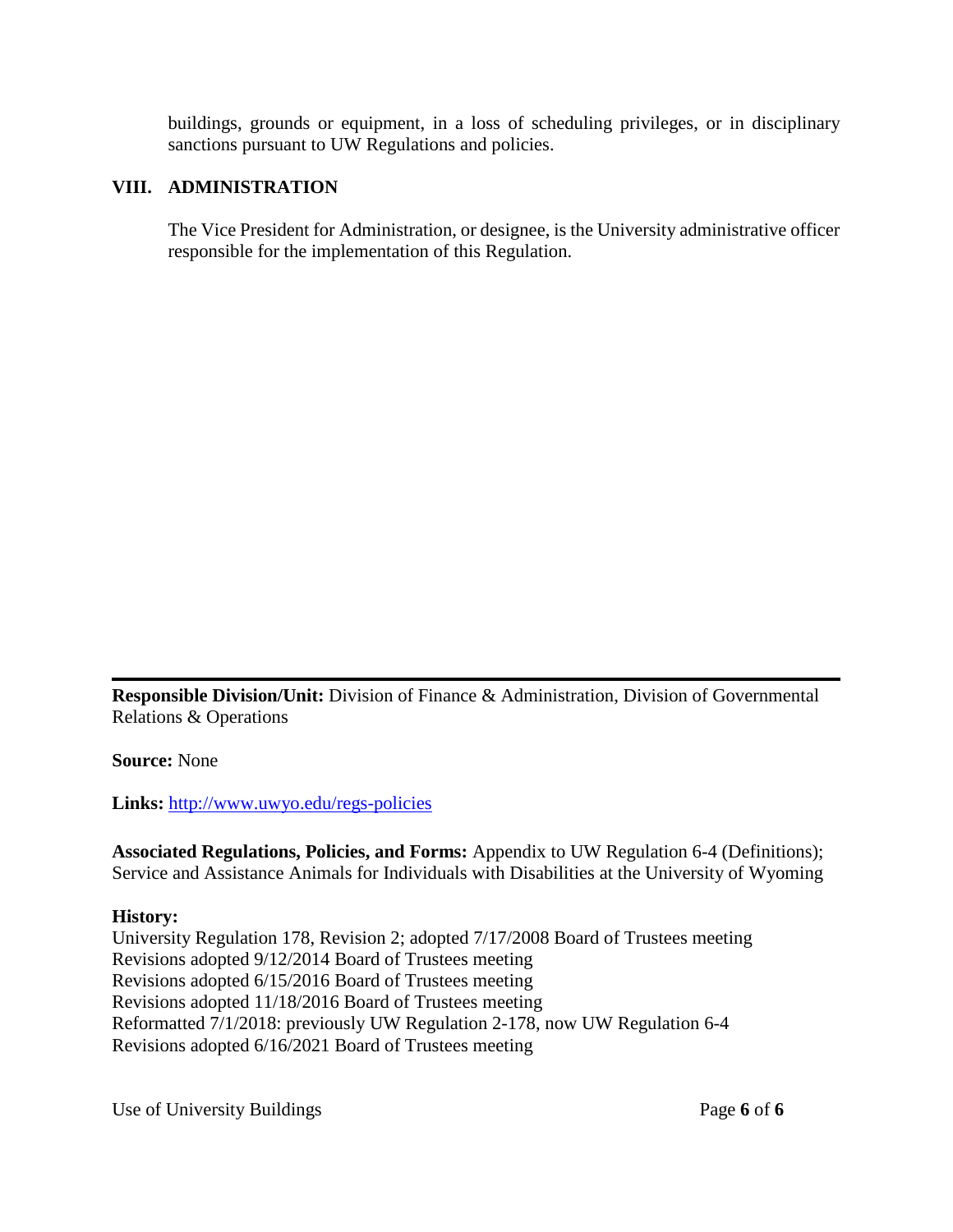buildings, grounds or equipment, in a loss of scheduling privileges, or in disciplinary sanctions pursuant to UW Regulations and policies.

## VIII. ADMINISTRATION

The Vice President for Administration, or designee, is the University administrative officer responsible for the implementation of this Regulation.

---

**Responsible Division/Unit:** Division of Finance & Administration, Division of Governmental Relations & Operations

**Source:** None

**Links:** http://www.uwyo.edu/regs-policies

**Associated Regulations, Policies, and Forms:** Appendix to UW Regulation 6-4 (Definitions); Service and Assistance Animals for Individuals with Disabilities at the University of Wyoming

**History:**
University Regulation 178, Revision 2; adopted 7/17/2008 Board of Trustees meeting
Revisions adopted 9/12/2014 Board of Trustees meeting
Revisions adopted 6/15/2016 Board of Trustees meeting
Revisions adopted 11/18/2016 Board of Trustees meeting
Reformatted 7/1/2018: previously UW Regulation 2-178, now UW Regulation 6-4
Revisions adopted 6/16/2021 Board of Trustees meeting